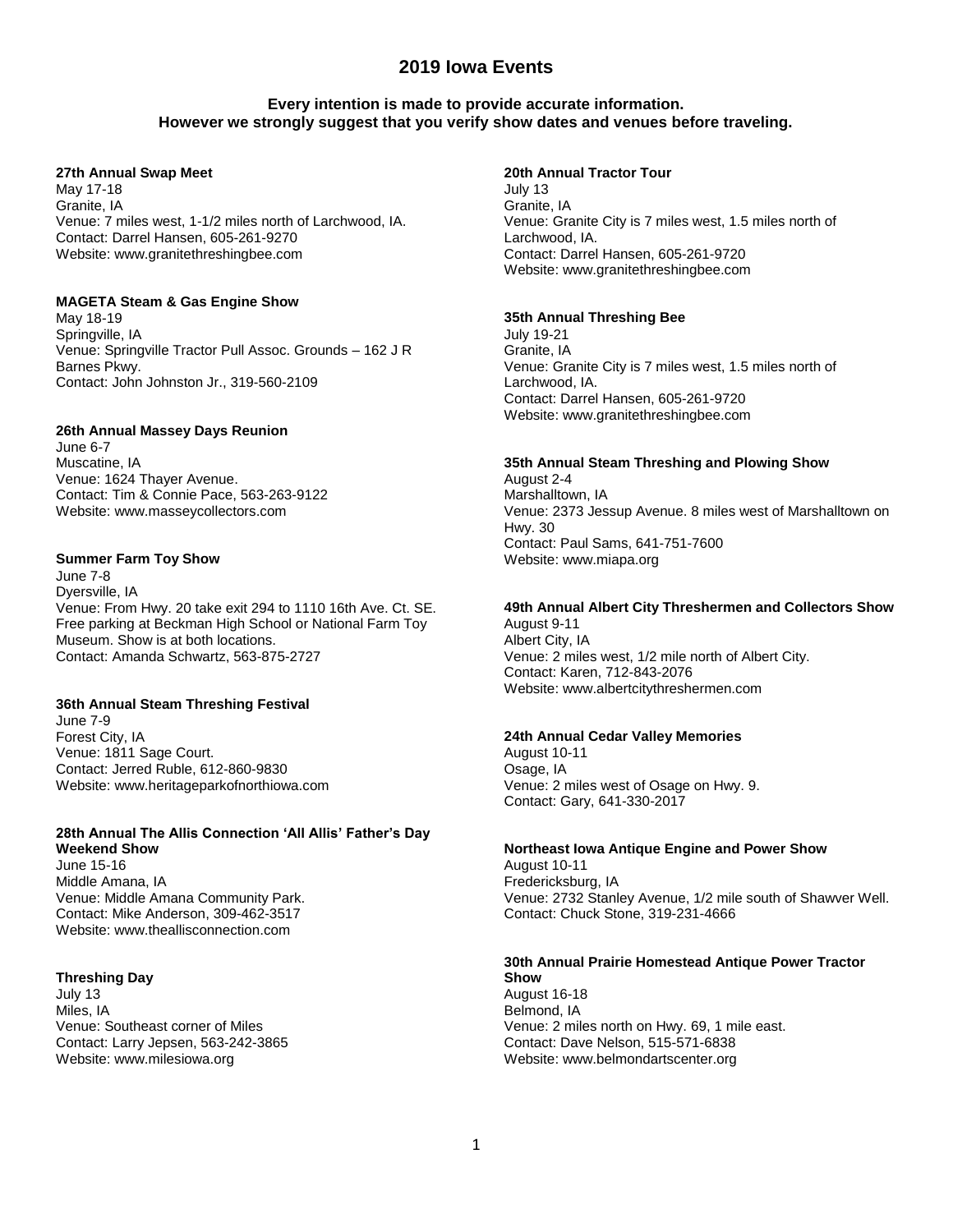# 2019 Iowa Events

**Every intention is made to provide accurate information.
However we strongly suggest that you verify show dates and venues before traveling.**

**27th Annual Swap Meet**
May 17-18
Granite, IA
Venue: 7 miles west, 1-1/2 miles north of Larchwood, IA.
Contact: Darrel Hansen, 605-261-9270
Website: www.granitethreshingbee.com

**MAGETA Steam & Gas Engine Show**
May 18-19
Springville, IA
Venue: Springville Tractor Pull Assoc. Grounds – 162 J R Barnes Pkwy.
Contact: John Johnston Jr., 319-560-2109

**26th Annual Massey Days Reunion**
June 6-7
Muscatine, IA
Venue: 1624 Thayer Avenue.
Contact: Tim & Connie Pace, 563-263-9122
Website: www.masseycollectors.com

**Summer Farm Toy Show**
June 7-8
Dyersville, IA
Venue: From Hwy. 20 take exit 294 to 1110 16th Ave. Ct. SE. Free parking at Beckman High School or National Farm Toy Museum. Show is at both locations.
Contact: Amanda Schwartz, 563-875-2727

**36th Annual Steam Threshing Festival**
June 7-9
Forest City, IA
Venue: 1811 Sage Court.
Contact: Jerred Ruble, 612-860-9830
Website: www.heritageparkofnorthiowa.com

**28th Annual The Allis Connection 'All Allis' Father's Day Weekend Show**
June 15-16
Middle Amana, IA
Venue: Middle Amana Community Park.
Contact: Mike Anderson, 309-462-3517
Website: www.theallisconnection.com

**Threshing Day**
July 13
Miles, IA
Venue: Southeast corner of Miles
Contact: Larry Jepsen, 563-242-3865
Website: www.milesiowa.org

**20th Annual Tractor Tour**
July 13
Granite, IA
Venue: Granite City is 7 miles west, 1.5 miles north of Larchwood, IA.
Contact: Darrel Hansen, 605-261-9720
Website: www.granitethreshingbee.com

**35th Annual Threshing Bee**
July 19-21
Granite, IA
Venue: Granite City is 7 miles west, 1.5 miles north of Larchwood, IA.
Contact: Darrel Hansen, 605-261-9720
Website: www.granitethreshingbee.com

**35th Annual Steam Threshing and Plowing Show**
August 2-4
Marshalltown, IA
Venue: 2373 Jessup Avenue. 8 miles west of Marshalltown on Hwy. 30
Contact: Paul Sams, 641-751-7600
Website: www.miapa.org

**49th Annual Albert City Threshermen and Collectors Show**
August 9-11
Albert City, IA
Venue: 2 miles west, 1/2 mile north of Albert City.
Contact: Karen, 712-843-2076
Website: www.albertcitythreshermen.com

**24th Annual Cedar Valley Memories**
August 10-11
Osage, IA
Venue: 2 miles west of Osage on Hwy. 9.
Contact: Gary, 641-330-2017

**Northeast Iowa Antique Engine and Power Show**
August 10-11
Fredericksburg, IA
Venue: 2732 Stanley Avenue, 1/2 mile south of Shawver Well.
Contact: Chuck Stone, 319-231-4666

**30th Annual Prairie Homestead Antique Power Tractor Show**
August 16-18
Belmond, IA
Venue: 2 miles north on Hwy. 69, 1 mile east.
Contact: Dave Nelson, 515-571-6838
Website: www.belmondartscenter.org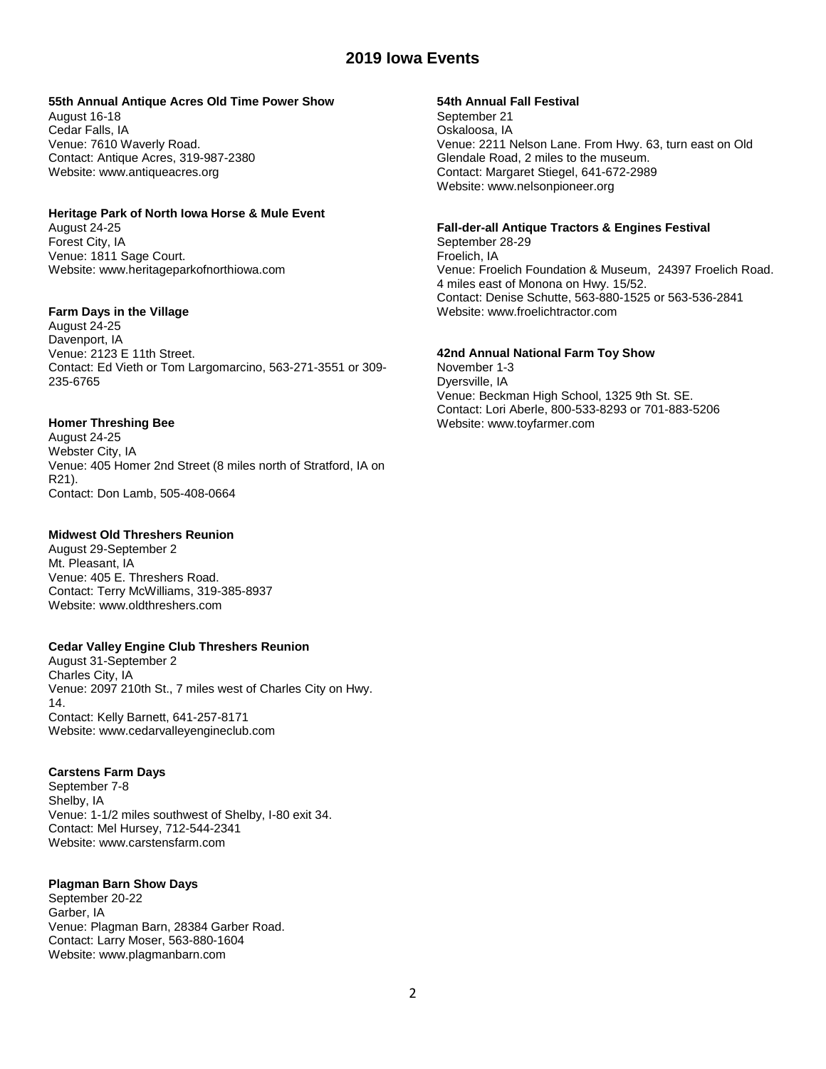# 2019 Iowa Events

**55th Annual Antique Acres Old Time Power Show**
August 16-18
Cedar Falls, IA
Venue: 7610 Waverly Road.
Contact: Antique Acres, 319-987-2380
Website: www.antiqueacres.org

**Heritage Park of North Iowa Horse & Mule Event**
August 24-25
Forest City, IA
Venue: 1811 Sage Court.
Website: www.heritageparkofnorthiowa.com

**Farm Days in the Village**
August 24-25
Davenport, IA
Venue: 2123 E 11th Street.
Contact: Ed Vieth or Tom Largomarcino, 563-271-3551 or 309-235-6765

**Homer Threshing Bee**
August 24-25
Webster City, IA
Venue: 405 Homer 2nd Street (8 miles north of Stratford, IA on R21).
Contact: Don Lamb, 505-408-0664

**Midwest Old Threshers Reunion**
August 29-September 2
Mt. Pleasant, IA
Venue: 405 E. Threshers Road.
Contact: Terry McWilliams, 319-385-8937
Website: www.oldthreshers.com

**Cedar Valley Engine Club Threshers Reunion**
August 31-September 2
Charles City, IA
Venue: 2097 210th St., 7 miles west of Charles City on Hwy. 14.
Contact: Kelly Barnett, 641-257-8171
Website: www.cedarvalleyengineclub.com

**Carstens Farm Days**
September 7-8
Shelby, IA
Venue: 1-1/2 miles southwest of Shelby, I-80 exit 34.
Contact: Mel Hursey, 712-544-2341
Website: www.carstensfarm.com

**Plagman Barn Show Days**
September 20-22
Garber, IA
Venue: Plagman Barn, 28384 Garber Road.
Contact: Larry Moser, 563-880-1604
Website: www.plagmanbarn.com

**54th Annual Fall Festival**
September 21
Oskaloosa, IA
Venue: 2211 Nelson Lane. From Hwy. 63, turn east on Old Glendale Road, 2 miles to the museum.
Contact: Margaret Stiegel, 641-672-2989
Website: www.nelsonpioneer.org

**Fall-der-all Antique Tractors & Engines Festival**
September 28-29
Froelich, IA
Venue: Froelich Foundation & Museum, 24397 Froelich Road. 4 miles east of Monona on Hwy. 15/52.
Contact: Denise Schutte, 563-880-1525 or 563-536-2841
Website: www.froelichtractor.com

**42nd Annual National Farm Toy Show**
November 1-3
Dyersville, IA
Venue: Beckman High School, 1325 9th St. SE.
Contact: Lori Aberle, 800-533-8293 or 701-883-5206
Website: www.toyfarmer.com